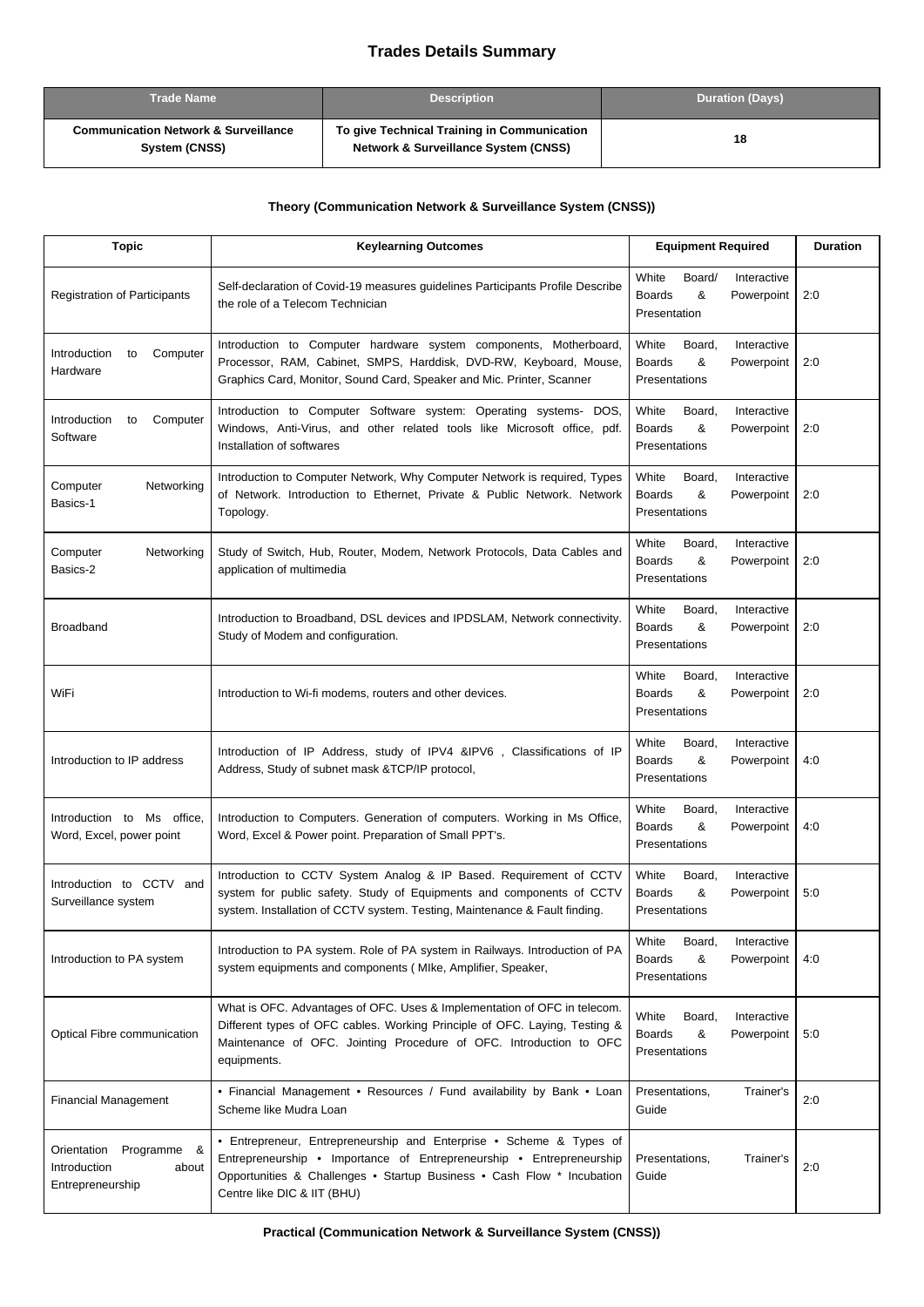# Trades Details Summary

| Trade Name | Description | Duration (Days) |
|---|---|---|
| **Communication Network & Surveillance System (CNSS)** | **To give Technical Training in Communication Network & Surveillance System (CNSS)** | **18** |

### Theory (Communication Network & Surveillance System (CNSS))

| Topic | Keylearning Outcomes | Equipment Required | Duration |
|---|---|---|---|
| Registration of Participants | Self-declaration of Covid-19 measures guidelines Participants Profile Describe the role of a Telecom Technician | White Board/ Interactive Boards & Powerpoint Presentation | 2:0 |
| Introduction to Computer Hardware | Introduction to Computer hardware system components, Motherboard, Processor, RAM, Cabinet, SMPS, Harddisk, DVD-RW, Keyboard, Mouse, Graphics Card, Monitor, Sound Card, Speaker and Mic. Printer, Scanner | White Board, Interactive Boards & Powerpoint Presentations | 2:0 |
| Introduction to Computer Software | Introduction to Computer Software system: Operating systems- DOS, Windows, Anti-Virus, and other related tools like Microsoft office, pdf. Installation of softwares | White Board, Interactive Boards & Powerpoint Presentations | 2:0 |
| Computer Networking Basics-1 | Introduction to Computer Network, Why Computer Network is required, Types of Network. Introduction to Ethernet, Private & Public Network. Network Topology. | White Board, Interactive Boards & Powerpoint Presentations | 2:0 |
| Computer Networking Basics-2 | Study of Switch, Hub, Router, Modem, Network Protocols, Data Cables and application of multimedia | White Board, Interactive Boards & Powerpoint Presentations | 2:0 |
| Broadband | Introduction to Broadband, DSL devices and IPDSLAM, Network connectivity. Study of Modem and configuration. | White Board, Interactive Boards & Powerpoint Presentations | 2:0 |
| WiFi | Introduction to Wi-fi modems, routers and other devices. | White Board, Interactive Boards & Powerpoint Presentations | 2:0 |
| Introduction to IP address | Introduction of IP Address, study of IPV4 &IPV6 , Classifications of IP Address, Study of subnet mask &TCP/IP protocol, | White Board, Interactive Boards & Powerpoint Presentations | 4:0 |
| Introduction to Ms office, Word, Excel, power point | Introduction to Computers. Generation of computers. Working in Ms Office, Word, Excel & Power point. Preparation of Small PPT's. | White Board, Interactive Boards & Powerpoint Presentations | 4:0 |
| Introduction to CCTV and Surveillance system | Introduction to CCTV System Analog & IP Based. Requirement of CCTV system for public safety. Study of Equipments and components of CCTV system. Installation of CCTV system. Testing, Maintenance & Fault finding. | White Board, Interactive Boards & Powerpoint Presentations | 5:0 |
| Introduction to PA system | Introduction to PA system. Role of PA system in Railways. Introduction of PA system equipments and components ( MIke, Amplifier, Speaker, | White Board, Interactive Boards & Powerpoint Presentations | 4:0 |
| Optical Fibre communication | What is OFC. Advantages of OFC. Uses & Implementation of OFC in telecom. Different types of OFC cables. Working Principle of OFC. Laying, Testing & Maintenance of OFC. Jointing Procedure of OFC. Introduction to OFC equipments. | White Board, Interactive Boards & Powerpoint Presentations | 5:0 |
| Financial Management | • Financial Management • Resources / Fund availability by Bank • Loan Scheme like Mudra Loan | Presentations, Trainer's Guide | 2:0 |
| Orientation Programme & Introduction about Entrepreneurship | • Entrepreneur, Entrepreneurship and Enterprise • Scheme & Types of Entrepreneurship • Importance of Entrepreneurship • Entrepreneurship Opportunities & Challenges • Startup Business • Cash Flow * Incubation Centre like DIC & IIT (BHU) | Presentations, Trainer's Guide | 2:0 |

### Practical (Communication Network & Surveillance System (CNSS))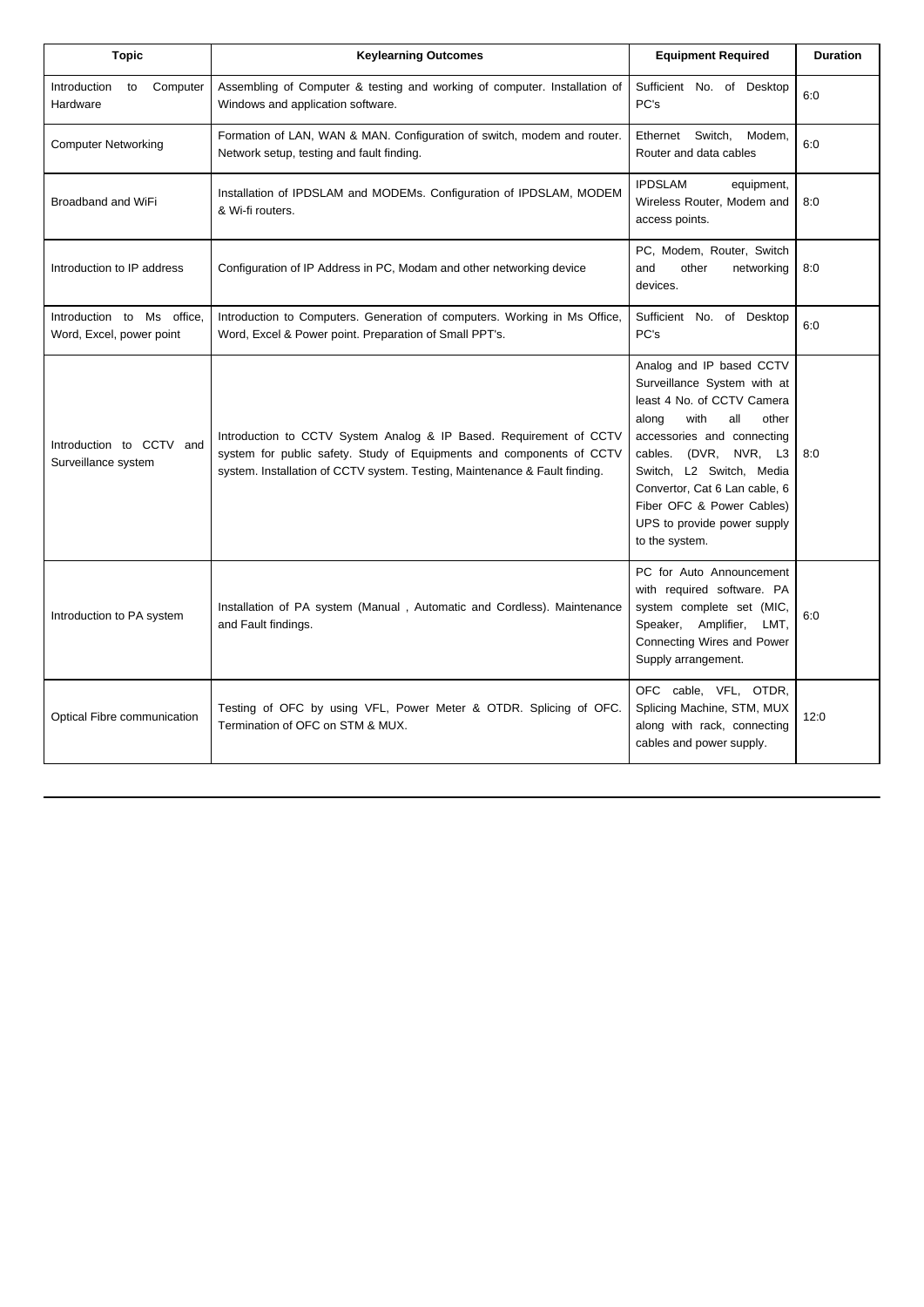| Topic | Keylearning Outcomes | Equipment Required | Duration |
| --- | --- | --- | --- |
| Introduction to Computer Hardware | Assembling of Computer & testing and working of computer. Installation of Windows and application software. | Sufficient No. of Desktop PC's | 6:0 |
| Computer Networking | Formation of LAN, WAN & MAN. Configuration of switch, modem and router. Network setup, testing and fault finding. | Ethernet Switch, Modem, Router and data cables | 6:0 |
| Broadband and WiFi | Installation of IPDSLAM and MODEMs. Configuration of IPDSLAM, MODEM & Wi-fi routers. | IPDSLAM equipment, Wireless Router, Modem and access points. | 8:0 |
| Introduction to IP address | Configuration of IP Address in PC, Modam and other networking device | PC, Modem, Router, Switch and other networking devices. | 8:0 |
| Introduction to Ms office, Word, Excel, power point | Introduction to Computers. Generation of computers. Working in Ms Office, Word, Excel & Power point. Preparation of Small PPT's. | Sufficient No. of Desktop PC's | 6:0 |
| Introduction to CCTV and Surveillance system | Introduction to CCTV System Analog & IP Based. Requirement of CCTV system for public safety. Study of Equipments and components of CCTV system. Installation of CCTV system. Testing, Maintenance & Fault finding. | Analog and IP based CCTV Surveillance System with at least 4 No. of CCTV Camera along with all other accessories and connecting cables. (DVR, NVR, L3 Switch, L2 Switch, Media Convertor, Cat 6 Lan cable, 6 Fiber OFC & Power Cables) UPS to provide power supply to the system. | 8:0 |
| Introduction to PA system | Installation of PA system (Manual , Automatic and Cordless). Maintenance and Fault findings. | PC for Auto Announcement with required software. PA system complete set (MIC, Speaker, Amplifier, LMT, Connecting Wires and Power Supply arrangement. | 6:0 |
| Optical Fibre communication | Testing of OFC by using VFL, Power Meter & OTDR. Splicing of OFC. Termination of OFC on STM & MUX. | OFC cable, VFL, OTDR, Splicing Machine, STM, MUX along with rack, connecting cables and power supply. | 12:0 |